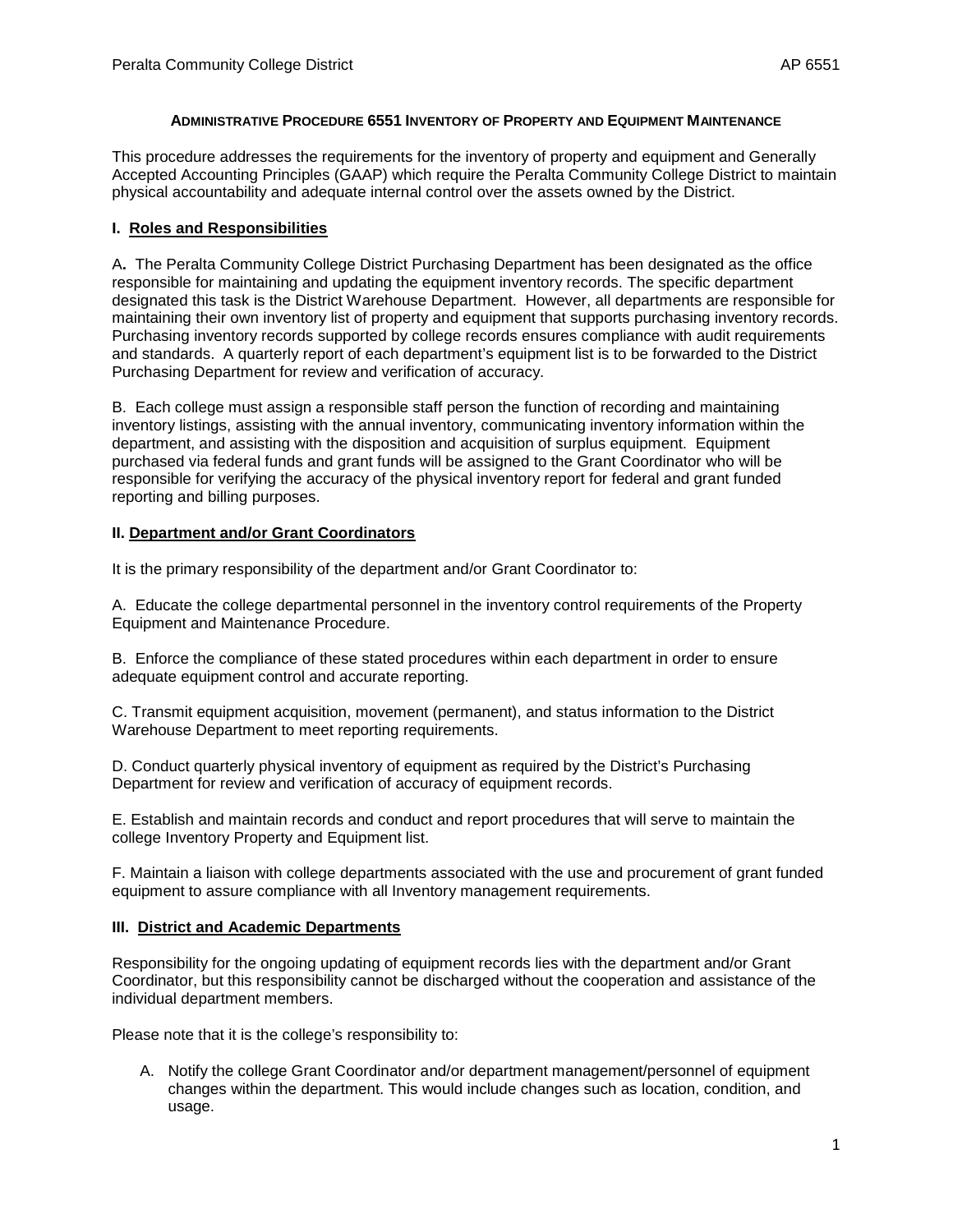# ADMINISTRATIVE PROCEDURE 6551 INVENTORY OF PROPERTY AND EQUIPMENT MAINTENANCE

This procedure addresses the requirements for the inventory of property and equipment and Generally Accepted Accounting Principles (GAAP) which require the Peralta Community College District to maintain physical accountability and adequate internal control over the assets owned by the District.

## I. Roles and Responsibilities

A**.** The Peralta Community College District Purchasing Department has been designated as the office responsible for maintaining and updating the equipment inventory records. The specific department designated this task is the District Warehouse Department. However, all departments are responsible for maintaining their own inventory list of property and equipment that supports purchasing inventory records. Purchasing inventory records supported by college records ensures compliance with audit requirements and standards. A quarterly report of each department's equipment list is to be forwarded to the District Purchasing Department for review and verification of accuracy.

B. Each college must assign a responsible staff person the function of recording and maintaining inventory listings, assisting with the annual inventory, communicating inventory information within the department, and assisting with the disposition and acquisition of surplus equipment. Equipment purchased via federal funds and grant funds will be assigned to the Grant Coordinator who will be responsible for verifying the accuracy of the physical inventory report for federal and grant funded reporting and billing purposes.

## II. Department and/or Grant Coordinators

It is the primary responsibility of the department and/or Grant Coordinator to:

A. Educate the college departmental personnel in the inventory control requirements of the Property Equipment and Maintenance Procedure.

B. Enforce the compliance of these stated procedures within each department in order to ensure adequate equipment control and accurate reporting.

C. Transmit equipment acquisition, movement (permanent), and status information to the District Warehouse Department to meet reporting requirements.

D. Conduct quarterly physical inventory of equipment as required by the District's Purchasing Department for review and verification of accuracy of equipment records.

E. Establish and maintain records and conduct and report procedures that will serve to maintain the college Inventory Property and Equipment list.

F. Maintain a liaison with college departments associated with the use and procurement of grant funded equipment to assure compliance with all Inventory management requirements.

## III. District and Academic Departments

Responsibility for the ongoing updating of equipment records lies with the department and/or Grant Coordinator, but this responsibility cannot be discharged without the cooperation and assistance of the individual department members.

Please note that it is the college's responsibility to:

A. Notify the college Grant Coordinator and/or department management/personnel of equipment changes within the department. This would include changes such as location, condition, and usage.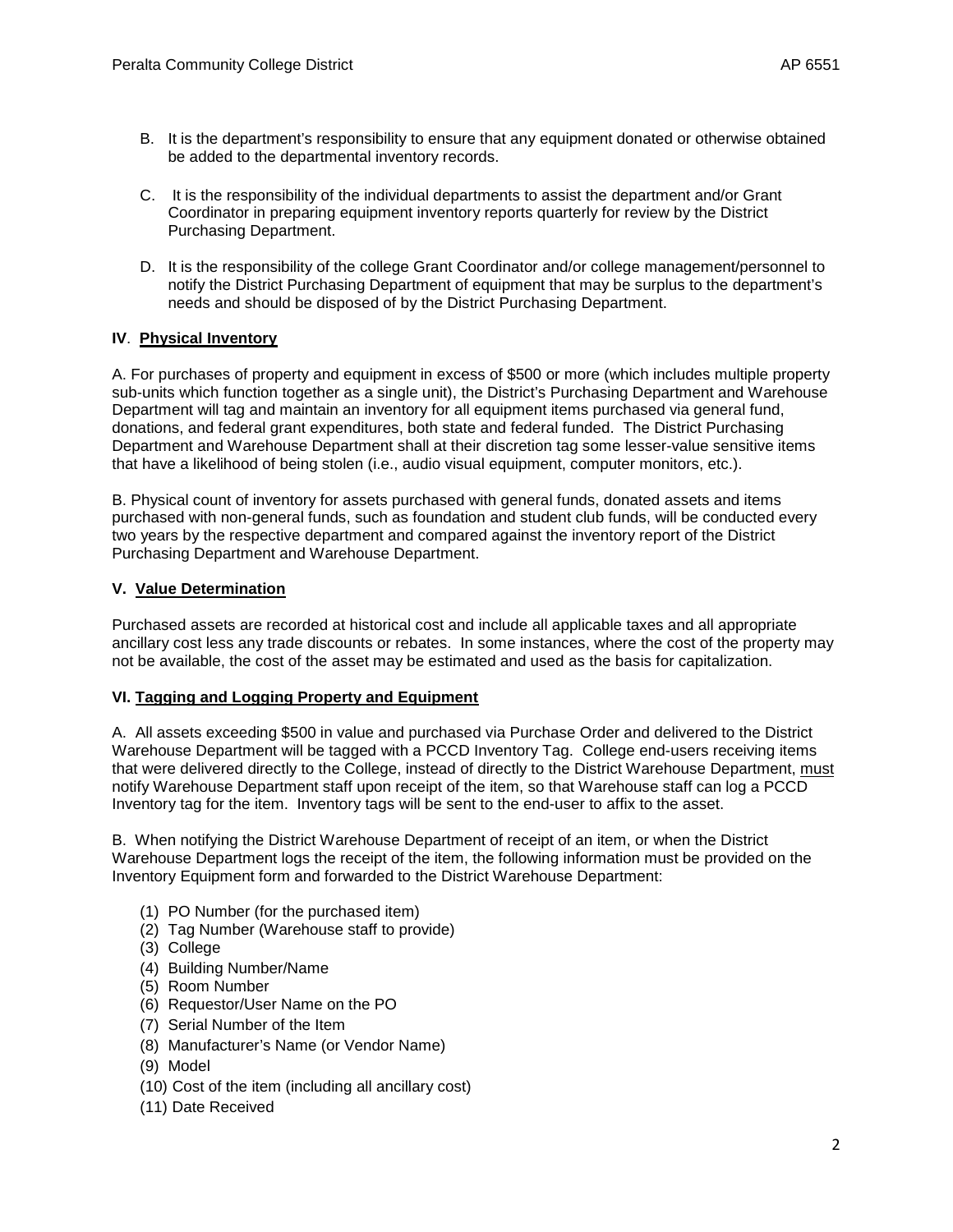B. It is the department's responsibility to ensure that any equipment donated or otherwise obtained be added to the departmental inventory records.

C. It is the responsibility of the individual departments to assist the department and/or Grant Coordinator in preparing equipment inventory reports quarterly for review by the District Purchasing Department.

D. It is the responsibility of the college Grant Coordinator and/or college management/personnel to notify the District Purchasing Department of equipment that may be surplus to the department's needs and should be disposed of by the District Purchasing Department.

**IV. Physical Inventory**

A. For purchases of property and equipment in excess of $500 or more (which includes multiple property sub-units which function together as a single unit), the District's Purchasing Department and Warehouse Department will tag and maintain an inventory for all equipment items purchased via general fund, donations, and federal grant expenditures, both state and federal funded. The District Purchasing Department and Warehouse Department shall at their discretion tag some lesser-value sensitive items that have a likelihood of being stolen (i.e., audio visual equipment, computer monitors, etc.).

B. Physical count of inventory for assets purchased with general funds, donated assets and items purchased with non-general funds, such as foundation and student club funds, will be conducted every two years by the respective department and compared against the inventory report of the District Purchasing Department and Warehouse Department.

**V. Value Determination**

Purchased assets are recorded at historical cost and include all applicable taxes and all appropriate ancillary cost less any trade discounts or rebates. In some instances, where the cost of the property may not be available, the cost of the asset may be estimated and used as the basis for capitalization.

**VI. Tagging and Logging Property and Equipment**

A. All assets exceeding $500 in value and purchased via Purchase Order and delivered to the District Warehouse Department will be tagged with a PCCD Inventory Tag. College end-users receiving items that were delivered directly to the College, instead of directly to the District Warehouse Department, must notify Warehouse Department staff upon receipt of the item, so that Warehouse staff can log a PCCD Inventory tag for the item. Inventory tags will be sent to the end-user to affix to the asset.

B. When notifying the District Warehouse Department of receipt of an item, or when the District Warehouse Department logs the receipt of the item, the following information must be provided on the Inventory Equipment form and forwarded to the District Warehouse Department:

(1) PO Number (for the purchased item)
(2) Tag Number (Warehouse staff to provide)
(3) College
(4) Building Number/Name
(5) Room Number
(6) Requestor/User Name on the PO
(7) Serial Number of the Item
(8) Manufacturer's Name (or Vendor Name)
(9) Model
(10) Cost of the item (including all ancillary cost)
(11) Date Received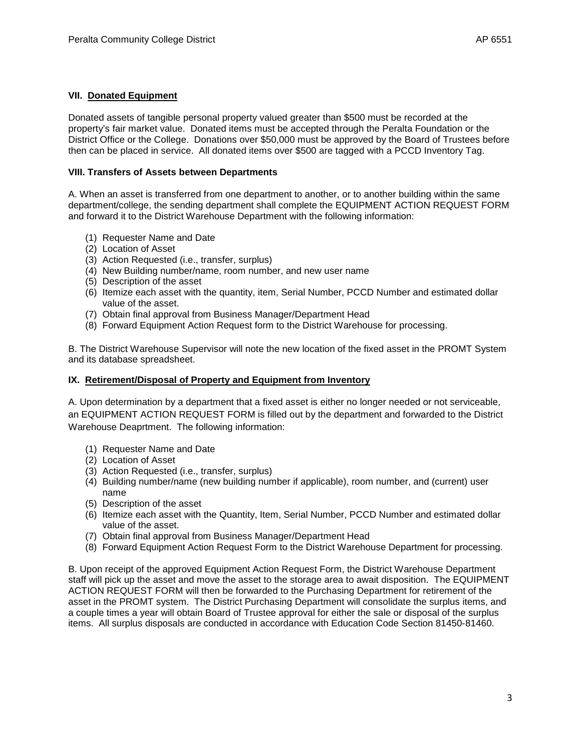## VII. Donated Equipment

Donated assets of tangible personal property valued greater than $500 must be recorded at the property's fair market value. Donated items must be accepted through the Peralta Foundation or the District Office or the College. Donations over $50,000 must be approved by the Board of Trustees before then can be placed in service. All donated items over $500 are tagged with a PCCD Inventory Tag.

## VIII. Transfers of Assets between Departments

A. When an asset is transferred from one department to another, or to another building within the same department/college, the sending department shall complete the EQUIPMENT ACTION REQUEST FORM and forward it to the District Warehouse Department with the following information:

(1) Requester Name and Date
(2) Location of Asset
(3) Action Requested (i.e., transfer, surplus)
(4) New Building number/name, room number, and new user name
(5) Description of the asset
(6) Itemize each asset with the quantity, item, Serial Number, PCCD Number and estimated dollar value of the asset.
(7) Obtain final approval from Business Manager/Department Head
(8) Forward Equipment Action Request form to the District Warehouse for processing.

B. The District Warehouse Supervisor will note the new location of the fixed asset in the PROMT System and its database spreadsheet.

## IX. Retirement/Disposal of Property and Equipment from Inventory

A. Upon determination by a department that a fixed asset is either no longer needed or not serviceable, an EQUIPMENT ACTION REQUEST FORM is filled out by the department and forwarded to the District Warehouse Deaprtment. The following information:

(1) Requester Name and Date
(2) Location of Asset
(3) Action Requested (i.e., transfer, surplus)
(4) Building number/name (new building number if applicable), room number, and (current) user name
(5) Description of the asset
(6) Itemize each asset with the Quantity, Item, Serial Number, PCCD Number and estimated dollar value of the asset.
(7) Obtain final approval from Business Manager/Department Head
(8) Forward Equipment Action Request Form to the District Warehouse Department for processing.

B. Upon receipt of the approved Equipment Action Request Form, the District Warehouse Department staff will pick up the asset and move the asset to the storage area to await disposition. The EQUIPMENT ACTION REQUEST FORM will then be forwarded to the Purchasing Department for retirement of the asset in the PROMT system. The District Purchasing Department will consolidate the surplus items, and a couple times a year will obtain Board of Trustee approval for either the sale or disposal of the surplus items. All surplus disposals are conducted in accordance with Education Code Section 81450-81460.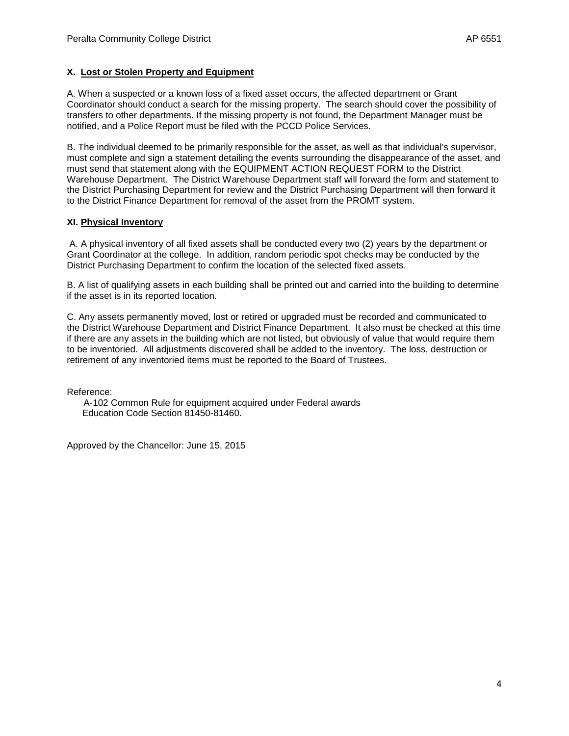**X. Lost or Stolen Property and Equipment**

A. When a suspected or a known loss of a fixed asset occurs, the affected department or Grant Coordinator should conduct a search for the missing property. The search should cover the possibility of transfers to other departments. If the missing property is not found, the Department Manager must be notified, and a Police Report must be filed with the PCCD Police Services.

B. The individual deemed to be primarily responsible for the asset, as well as that individual's supervisor, must complete and sign a statement detailing the events surrounding the disappearance of the asset, and must send that statement along with the EQUIPMENT ACTION REQUEST FORM to the District Warehouse Department. The District Warehouse Department staff will forward the form and statement to the District Purchasing Department for review and the District Purchasing Department will then forward it to the District Finance Department for removal of the asset from the PROMT system.

**XI. Physical Inventory**

A. A physical inventory of all fixed assets shall be conducted every two (2) years by the department or Grant Coordinator at the college. In addition, random periodic spot checks may be conducted by the District Purchasing Department to confirm the location of the selected fixed assets.

B. A list of qualifying assets in each building shall be printed out and carried into the building to determine if the asset is in its reported location.

C. Any assets permanently moved, lost or retired or upgraded must be recorded and communicated to the District Warehouse Department and District Finance Department. It also must be checked at this time if there are any assets in the building which are not listed, but obviously of value that would require them to be inventoried. All adjustments discovered shall be added to the inventory. The loss, destruction or retirement of any inventoried items must be reported to the Board of Trustees.

Reference:
A-102 Common Rule for equipment acquired under Federal awards
Education Code Section 81450-81460.

Approved by the Chancellor: June 15, 2015